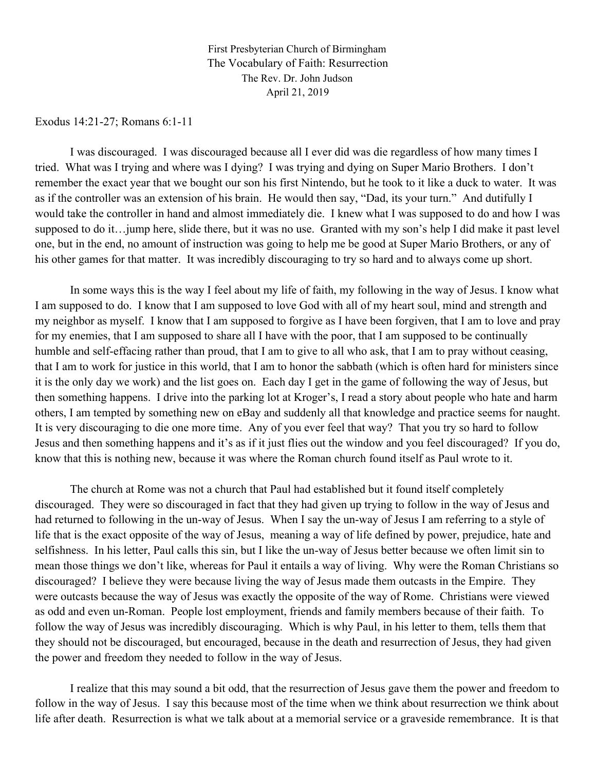First Presbyterian Church of Birmingham

The Vocabulary of Faith: Resurrection

The Rev. Dr. John Judson

April 21, 2019

Exodus 14:21-27; Romans 6:1-11

I was discouraged. I was discouraged because all I ever did was die regardless of how many times I tried. What was I trying and where was I dying? I was trying and dying on Super Mario Brothers. I don't remember the exact year that we bought our son his first Nintendo, but he took to it like a duck to water. It was as if the controller was an extension of his brain. He would then say, "Dad, its your turn." And dutifully I would take the controller in hand and almost immediately die. I knew what I was supposed to do and how I was supposed to do it…jump here, slide there, but it was no use. Granted with my son's help I did make it past level one, but in the end, no amount of instruction was going to help me be good at Super Mario Brothers, or any of his other games for that matter. It was incredibly discouraging to try so hard and to always come up short.

In some ways this is the way I feel about my life of faith, my following in the way of Jesus. I know what I am supposed to do. I know that I am supposed to love God with all of my heart soul, mind and strength and my neighbor as myself. I know that I am supposed to forgive as I have been forgiven, that I am to love and pray for my enemies, that I am supposed to share all I have with the poor, that I am supposed to be continually humble and self-effacing rather than proud, that I am to give to all who ask, that I am to pray without ceasing, that I am to work for justice in this world, that I am to honor the sabbath (which is often hard for ministers since it is the only day we work) and the list goes on. Each day I get in the game of following the way of Jesus, but then something happens. I drive into the parking lot at Kroger's, I read a story about people who hate and harm others, I am tempted by something new on eBay and suddenly all that knowledge and practice seems for naught. It is very discouraging to die one more time. Any of you ever feel that way? That you try so hard to follow Jesus and then something happens and it's as if it just flies out the window and you feel discouraged? If you do, know that this is nothing new, because it was where the Roman church found itself as Paul wrote to it.

The church at Rome was not a church that Paul had established but it found itself completely discouraged. They were so discouraged in fact that they had given up trying to follow in the way of Jesus and had returned to following in the un-way of Jesus. When I say the un-way of Jesus I am referring to a style of life that is the exact opposite of the way of Jesus, meaning a way of life defined by power, prejudice, hate and selfishness. In his letter, Paul calls this sin, but I like the un-way of Jesus better because we often limit sin to mean those things we don't like, whereas for Paul it entails a way of living. Why were the Roman Christians so discouraged? I believe they were because living the way of Jesus made them outcasts in the Empire. They were outcasts because the way of Jesus was exactly the opposite of the way of Rome. Christians were viewed as odd and even un-Roman. People lost employment, friends and family members because of their faith. To follow the way of Jesus was incredibly discouraging. Which is why Paul, in his letter to them, tells them that they should not be discouraged, but encouraged, because in the death and resurrection of Jesus, they had given the power and freedom they needed to follow in the way of Jesus.

I realize that this may sound a bit odd, that the resurrection of Jesus gave them the power and freedom to follow in the way of Jesus. I say this because most of the time when we think about resurrection we think about life after death. Resurrection is what we talk about at a memorial service or a graveside remembrance. It is that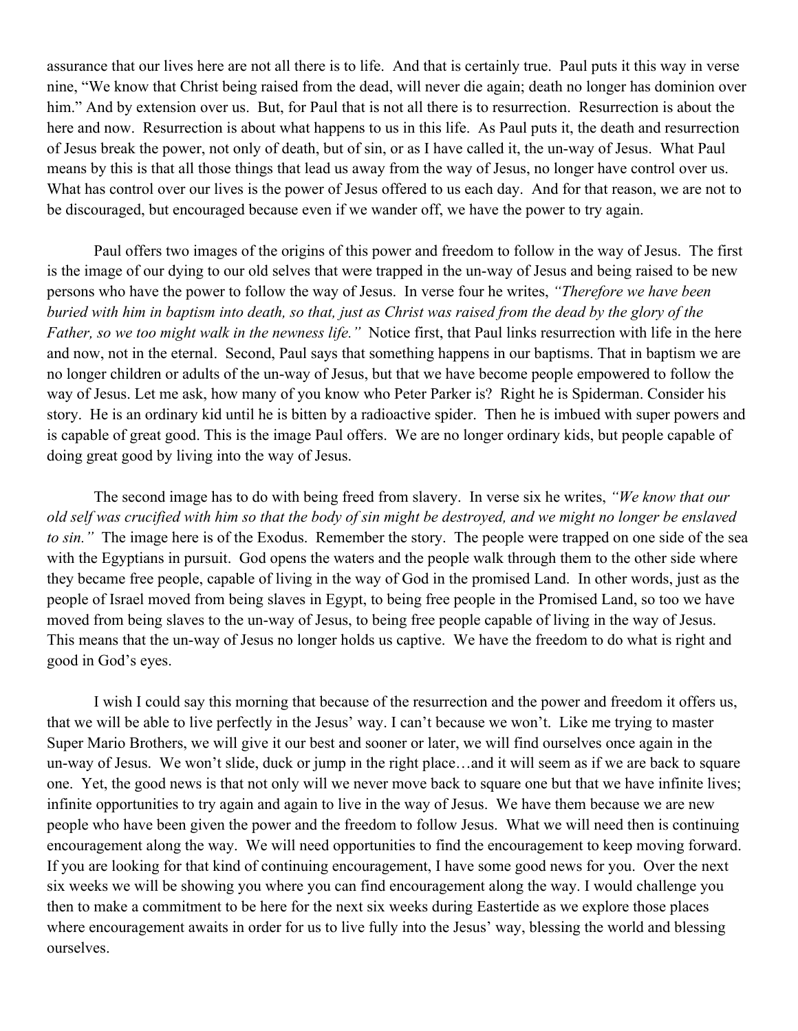assurance that our lives here are not all there is to life. And that is certainly true. Paul puts it this way in verse nine, "We know that Christ being raised from the dead, will never die again; death no longer has dominion over him." And by extension over us. But, for Paul that is not all there is to resurrection. Resurrection is about the here and now. Resurrection is about what happens to us in this life. As Paul puts it, the death and resurrection of Jesus break the power, not only of death, but of sin, or as I have called it, the un-way of Jesus. What Paul means by this is that all those things that lead us away from the way of Jesus, no longer have control over us. What has control over our lives is the power of Jesus offered to us each day. And for that reason, we are not to be discouraged, but encouraged because even if we wander off, we have the power to try again.

Paul offers two images of the origins of this power and freedom to follow in the way of Jesus. The first is the image of our dying to our old selves that were trapped in the un-way of Jesus and being raised to be new persons who have the power to follow the way of Jesus. In verse four he writes, *"Therefore we have been buried with him in baptism into death, so that, just as Christ was raised from the dead by the glory of the Father, so we too might walk in the newness life."* Notice first, that Paul links resurrection with life in the here and now, not in the eternal. Second, Paul says that something happens in our baptisms. That in baptism we are no longer children or adults of the un-way of Jesus, but that we have become people empowered to follow the way of Jesus. Let me ask, how many of you know who Peter Parker is? Right he is Spiderman. Consider his story. He is an ordinary kid until he is bitten by a radioactive spider. Then he is imbued with super powers and is capable of great good. This is the image Paul offers. We are no longer ordinary kids, but people capable of doing great good by living into the way of Jesus.

The second image has to do with being freed from slavery. In verse six he writes, *"We know that our old self was crucified with him so that the body of sin might be destroyed, and we might no longer be enslaved to sin."* The image here is of the Exodus. Remember the story. The people were trapped on one side of the sea with the Egyptians in pursuit. God opens the waters and the people walk through them to the other side where they became free people, capable of living in the way of God in the promised Land. In other words, just as the people of Israel moved from being slaves in Egypt, to being free people in the Promised Land, so too we have moved from being slaves to the un-way of Jesus, to being free people capable of living in the way of Jesus. This means that the un-way of Jesus no longer holds us captive. We have the freedom to do what is right and good in God's eyes.

I wish I could say this morning that because of the resurrection and the power and freedom it offers us, that we will be able to live perfectly in the Jesus' way. I can't because we won't. Like me trying to master Super Mario Brothers, we will give it our best and sooner or later, we will find ourselves once again in the un-way of Jesus. We won't slide, duck or jump in the right place…and it will seem as if we are back to square one. Yet, the good news is that not only will we never move back to square one but that we have infinite lives; infinite opportunities to try again and again to live in the way of Jesus. We have them because we are new people who have been given the power and the freedom to follow Jesus. What we will need then is continuing encouragement along the way. We will need opportunities to find the encouragement to keep moving forward. If you are looking for that kind of continuing encouragement, I have some good news for you. Over the next six weeks we will be showing you where you can find encouragement along the way. I would challenge you then to make a commitment to be here for the next six weeks during Eastertide as we explore those places where encouragement awaits in order for us to live fully into the Jesus' way, blessing the world and blessing ourselves.